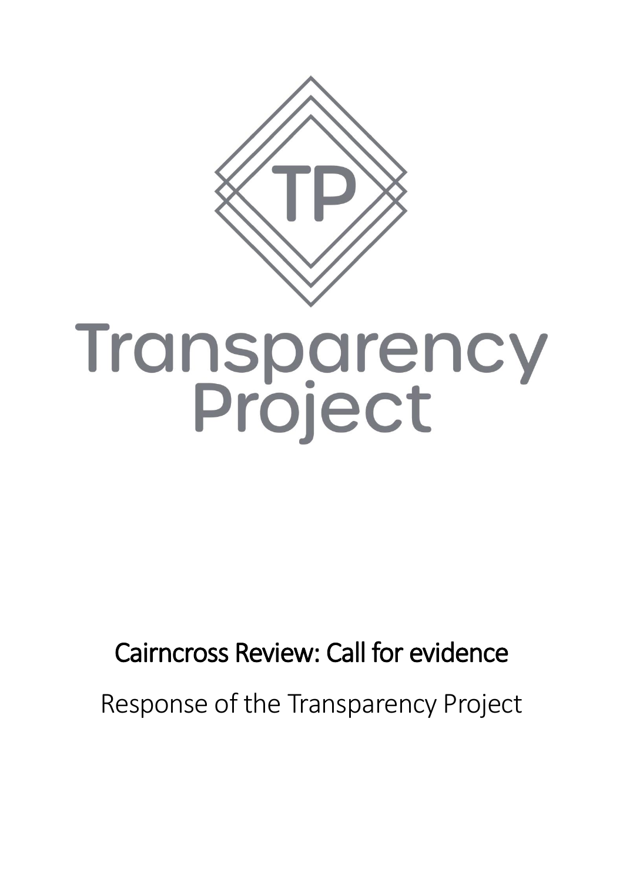TP

Transparency Project

# Cairncross Review: Call for evidence

## Response of the Transparency Project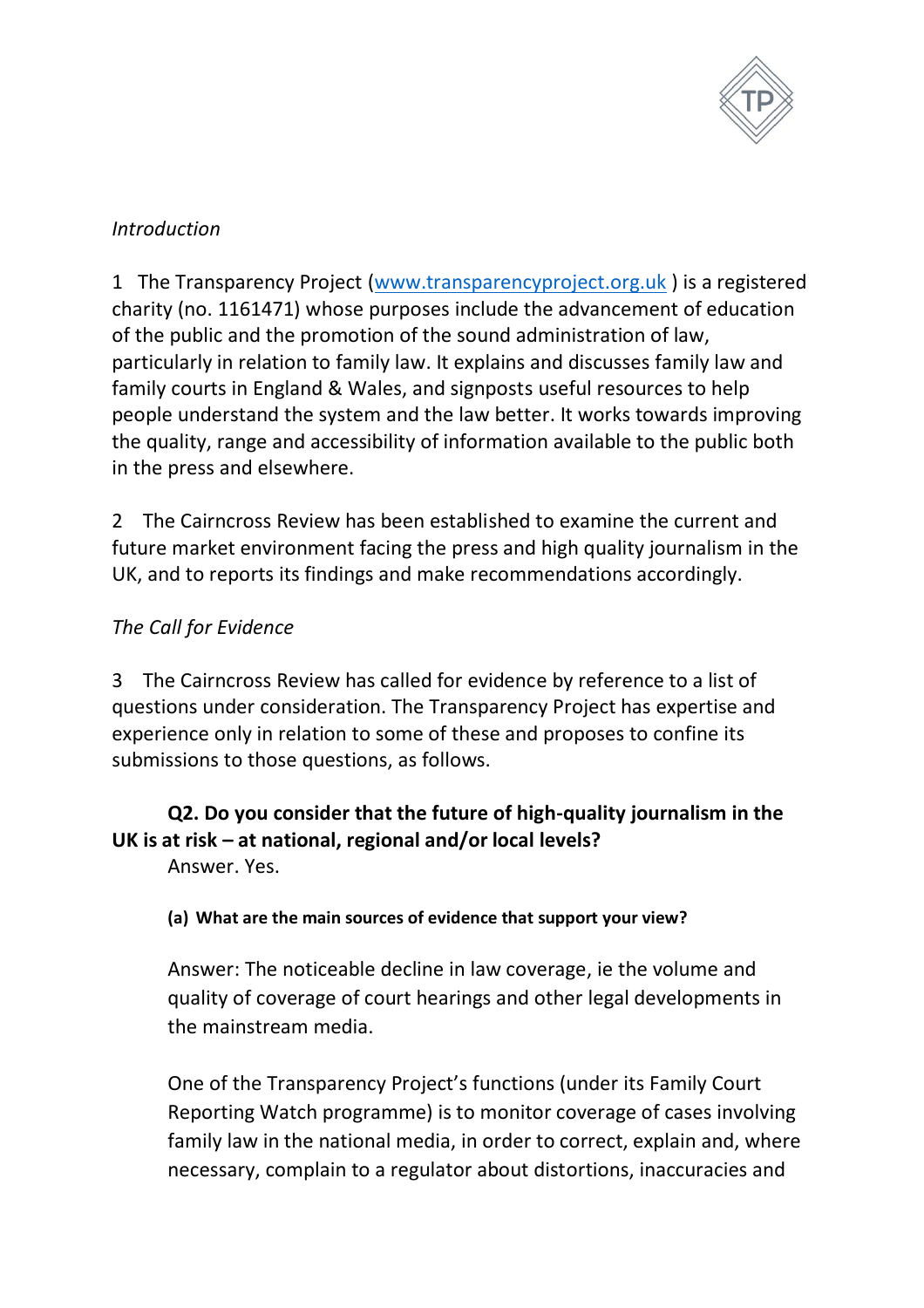*Introduction*

1 The Transparency Project ([www.transparencyproject.org.uk](http://www.transparencyproject.org.uk) ) is a registered charity (no. 1161471) whose purposes include the advancement of education of the public and the promotion of the sound administration of law, particularly in relation to family law. It explains and discusses family law and family courts in England & Wales, and signposts useful resources to help people understand the system and the law better. It works towards improving the quality, range and accessibility of information available to the public both in the press and elsewhere.

2 The Cairncross Review has been established to examine the current and future market environment facing the press and high quality journalism in the UK, and to reports its findings and make recommendations accordingly.

*The Call for Evidence*

3 The Cairncross Review has called for evidence by reference to a list of questions under consideration. The Transparency Project has expertise and experience only in relation to some of these and proposes to confine its submissions to those questions, as follows.

**Q2. Do you consider that the future of high-quality journalism in the UK is at risk – at national, regional and/or local levels?**

Answer. Yes.

**(a) What are the main sources of evidence that support your view?**

Answer: The noticeable decline in law coverage, ie the volume and quality of coverage of court hearings and other legal developments in the mainstream media.

One of the Transparency Project's functions (under its Family Court Reporting Watch programme) is to monitor coverage of cases involving family law in the national media, in order to correct, explain and, where necessary, complain to a regulator about distortions, inaccuracies and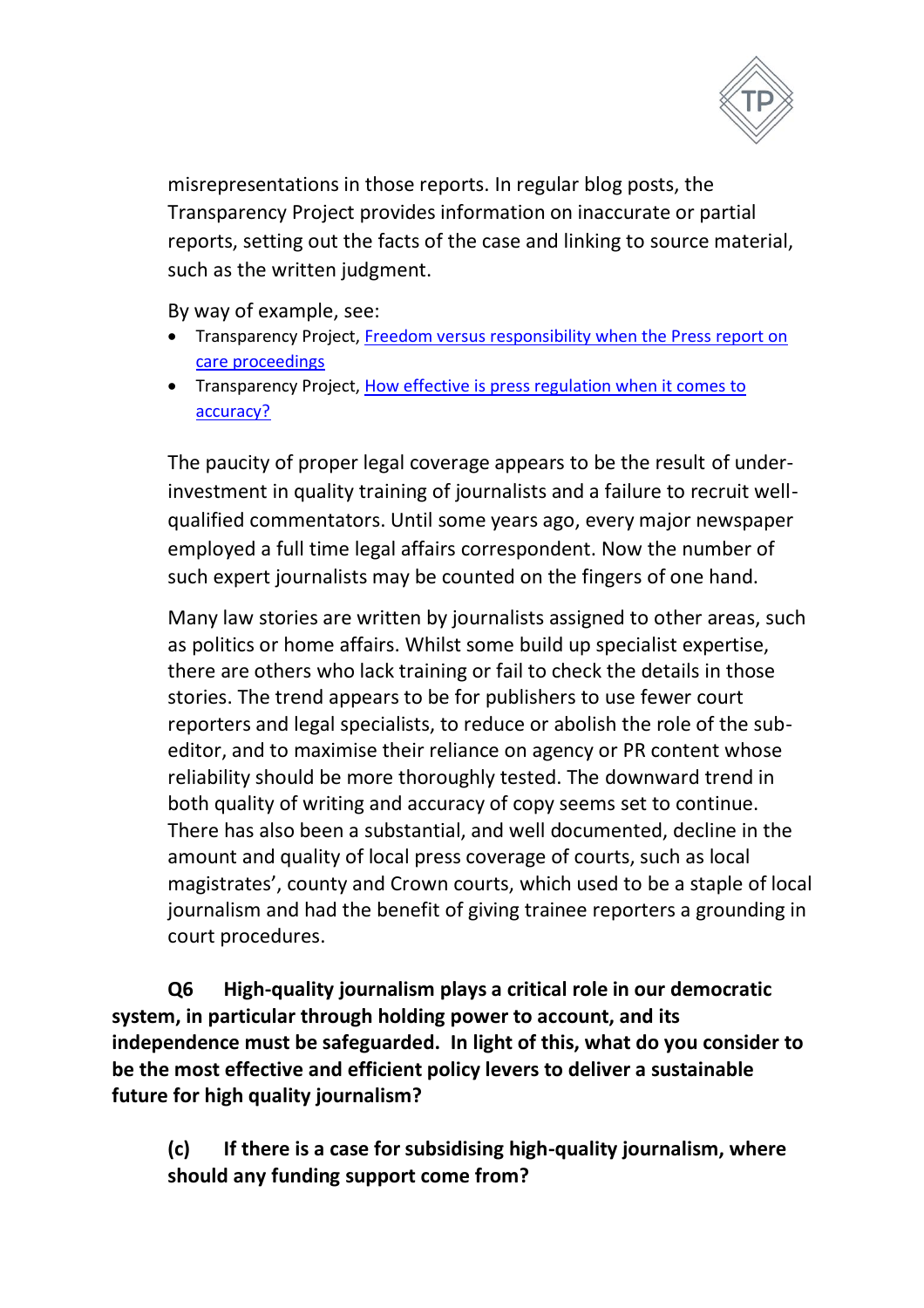misrepresentations in those reports. In regular blog posts, the Transparency Project provides information on inaccurate or partial reports, setting out the facts of the case and linking to source material, such as the written judgment.

By way of example, see:

- Transparency Project, Freedom versus responsibility when the Press report on care proceedings
- Transparency Project, How effective is press regulation when it comes to accuracy?

The paucity of proper legal coverage appears to be the result of under-investment in quality training of journalists and a failure to recruit well-qualified commentators. Until some years ago, every major newspaper employed a full time legal affairs correspondent. Now the number of such expert journalists may be counted on the fingers of one hand.

Many law stories are written by journalists assigned to other areas, such as politics or home affairs. Whilst some build up specialist expertise, there are others who lack training or fail to check the details in those stories. The trend appears to be for publishers to use fewer court reporters and legal specialists, to reduce or abolish the role of the sub-editor, and to maximise their reliance on agency or PR content whose reliability should be more thoroughly tested. The downward trend in both quality of writing and accuracy of copy seems set to continue. There has also been a substantial, and well documented, decline in the amount and quality of local press coverage of courts, such as local magistrates', county and Crown courts, which used to be a staple of local journalism and had the benefit of giving trainee reporters a grounding in court procedures.

**Q6 High-quality journalism plays a critical role in our democratic system, in particular through holding power to account, and its independence must be safeguarded. In light of this, what do you consider to be the most effective and efficient policy levers to deliver a sustainable future for high quality journalism?**

**(c) If there is a case for subsidising high-quality journalism, where should any funding support come from?**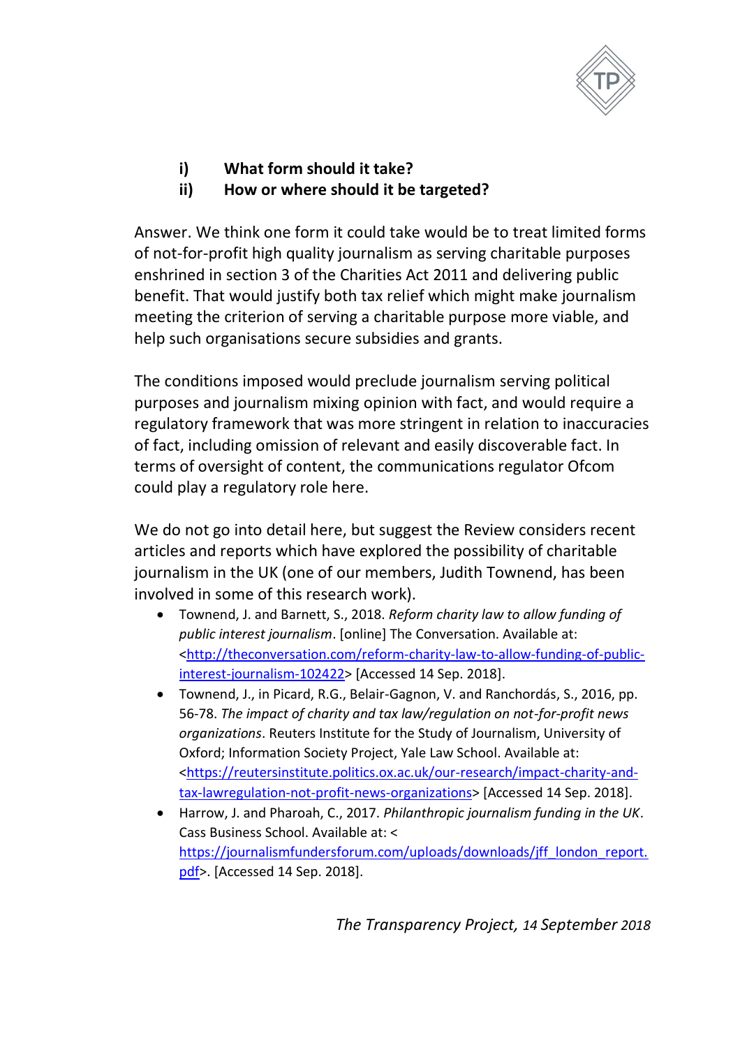i) **What form should it take?**
ii) **How or where should it be targeted?**

Answer. We think one form it could take would be to treat limited forms of not-for-profit high quality journalism as serving charitable purposes enshrined in section 3 of the Charities Act 2011 and delivering public benefit. That would justify both tax relief which might make journalism meeting the criterion of serving a charitable purpose more viable, and help such organisations secure subsidies and grants.

The conditions imposed would preclude journalism serving political purposes and journalism mixing opinion with fact, and would require a regulatory framework that was more stringent in relation to inaccuracies of fact, including omission of relevant and easily discoverable fact. In terms of oversight of content, the communications regulator Ofcom could play a regulatory role here.

We do not go into detail here, but suggest the Review considers recent articles and reports which have explored the possibility of charitable journalism in the UK (one of our members, Judith Townend, has been involved in some of this research work).

- Townend, J. and Barnett, S., 2018. *Reform charity law to allow funding of public interest journalism*. [online] The Conversation. Available at: <[http://theconversation.com/reform-charity-law-to-allow-funding-of-public-interest-journalism-102422](http://theconversation.com/reform-charity-law-to-allow-funding-of-public-interest-journalism-102422)> [Accessed 14 Sep. 2018].
- Townend, J., in Picard, R.G., Belair-Gagnon, V. and Ranchordás, S., 2016, pp. 56-78. *The impact of charity and tax law/regulation on not-for-profit news organizations*. Reuters Institute for the Study of Journalism, University of Oxford; Information Society Project, Yale Law School. Available at: <[https://reutersinstitute.politics.ox.ac.uk/our-research/impact-charity-and-tax-lawregulation-not-profit-news-organizations](https://reutersinstitute.politics.ox.ac.uk/our-research/impact-charity-and-tax-lawregulation-not-profit-news-organizations)> [Accessed 14 Sep. 2018].
- Harrow, J. and Pharoah, C., 2017. *Philanthropic journalism funding in the UK*. Cass Business School. Available at: <[https://journalismfundersforum.com/uploads/downloads/jff_london_report.pdf](https://journalismfundersforum.com/uploads/downloads/jff_london_report.pdf)>. [Accessed 14 Sep. 2018].

*The Transparency Project, 14 September 2018*